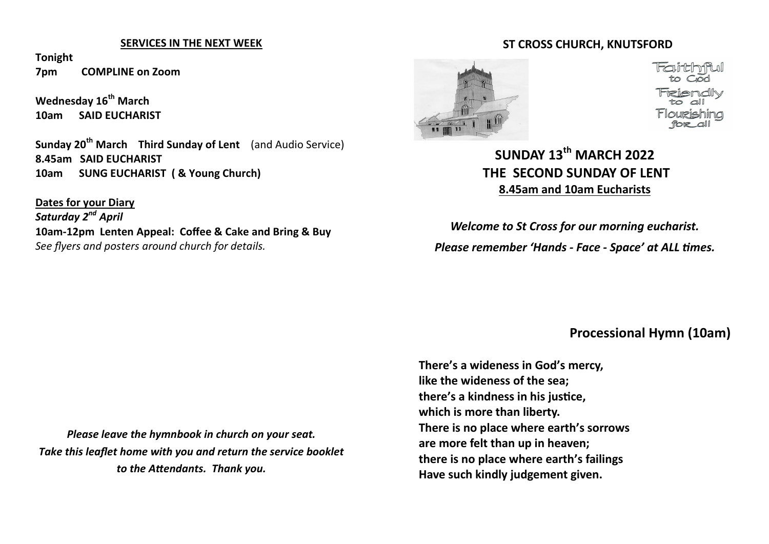## SERVICES IN THE NEXT WEEK

**Tonight**
**7pm COMPLINE on Zoom**

**Wednesday 16th March**
**10am SAID EUCHARIST**

**Sunday 20th March Third Sunday of Lent** (and Audio Service)
**8.45am SAID EUCHARIST**
**10am SUNG EUCHARIST ( & Young Church)**

**Dates for your Diary**
***Saturday 2nd April***
**10am-12pm Lenten Appeal: Coffee & Cake and Bring & Buy**
*See flyers and posters around church for details.*

***Please leave the hymnbook in church on your seat.***
***Take this leaflet home with you and return the service booklet to the Attendants. Thank you.***

## ST CROSS CHURCH, KNUTSFORD

Faithful to God
Friendly to all
Flourishing for all

# SUNDAY 13th MARCH 2022
# THE SECOND SUNDAY OF LENT
**8.45am and 10am Eucharists**

***Welcome to St Cross for our morning eucharist.***
***Please remember 'Hands - Face - Space' at ALL times.***

## Processional Hymn (10am)

**There's a wideness in God's mercy,**
**like the wideness of the sea;**
**there's a kindness in his justice,**
**which is more than liberty.**
**There is no place where earth's sorrows**
**are more felt than up in heaven;**
**there is no place where earth's failings**
**Have such kindly judgement given.**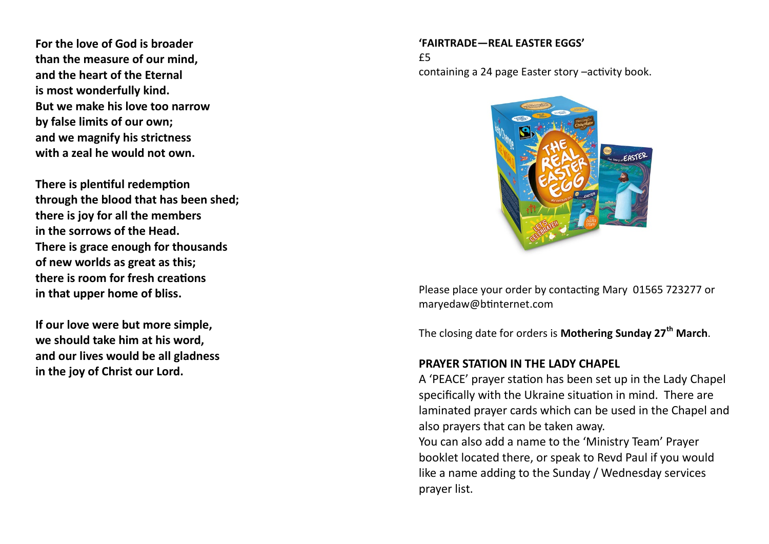**For the love of God is broader**
**than the measure of our mind,**
**and the heart of the Eternal**
**is most wonderfully kind.**
**But we make his love too narrow**
**by false limits of our own;**
**and we magnify his strictness**
**with a zeal he would not own.**

**There is plentiful redemption**
**through the blood that has been shed;**
**there is joy for all the members**
**in the sorrows of the Head.**
**There is grace enough for thousands**
**of new worlds as great as this;**
**there is room for fresh creations**
**in that upper home of bliss.**

**If our love were but more simple,**
**we should take him at his word,**
**and our lives would be all gladness**
**in the joy of Christ our Lord.**

**'FAIRTRADE—REAL EASTER EGGS'**
£5
containing a 24 page Easter story –activity book.

Please place your order by contacting Mary 01565 723277 or maryedaw@btinternet.com

The closing date for orders is **Mothering Sunday 27th March**.

**PRAYER STATION IN THE LADY CHAPEL**

A 'PEACE' prayer station has been set up in the Lady Chapel specifically with the Ukraine situation in mind. There are laminated prayer cards which can be used in the Chapel and also prayers that can be taken away.

You can also add a name to the 'Ministry Team' Prayer booklet located there, or speak to Revd Paul if you would like a name adding to the Sunday / Wednesday services prayer list.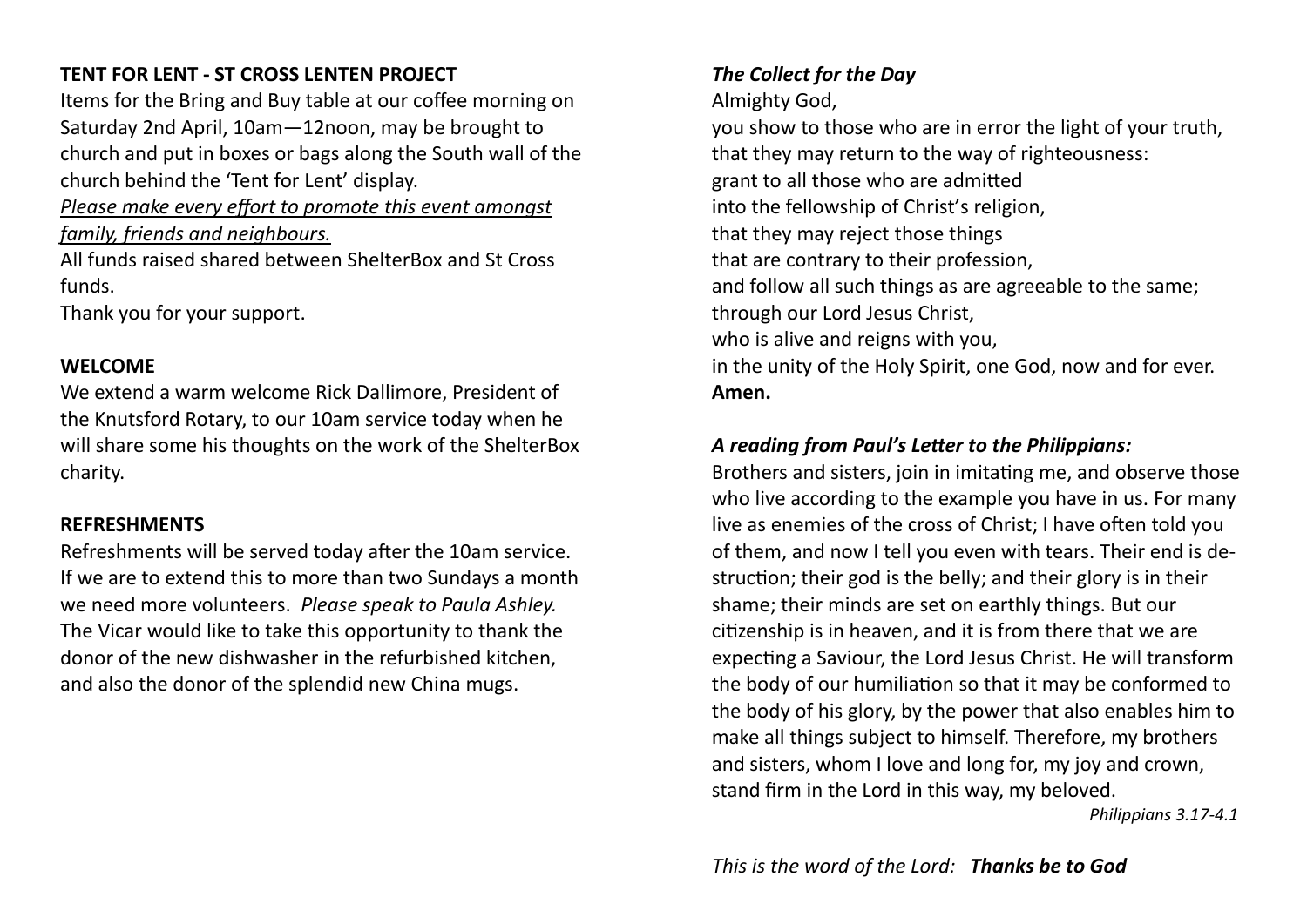**TENT FOR LENT - ST CROSS LENTEN PROJECT**

Items for the Bring and Buy table at our coffee morning on Saturday 2nd April, 10am—12noon, may be brought to church and put in boxes or bags along the South wall of the church behind the 'Tent for Lent' display.

<u>*Please make every effort to promote this event amongst family, friends and neighbours.*</u>

All funds raised shared between ShelterBox and St Cross funds.

Thank you for your support.

**WELCOME**

We extend a warm welcome Rick Dallimore, President of the Knutsford Rotary, to our 10am service today when he will share some his thoughts on the work of the ShelterBox charity.

**REFRESHMENTS**

Refreshments will be served today after the 10am service. If we are to extend this to more than two Sundays a month we need more volunteers. *Please speak to Paula Ashley.* The Vicar would like to take this opportunity to thank the donor of the new dishwasher in the refurbished kitchen, and also the donor of the splendid new China mugs.

***The Collect for the Day***

Almighty God,
you show to those who are in error the light of your truth,
that they may return to the way of righteousness:
grant to all those who are admitted
into the fellowship of Christ's religion,
that they may reject those things
that are contrary to their profession,
and follow all such things as are agreeable to the same;
through our Lord Jesus Christ,
who is alive and reigns with you,
in the unity of the Holy Spirit, one God, now and for ever.
**Amen.**

***A reading from Paul's Letter to the Philippians:***

Brothers and sisters, join in imitating me, and observe those who live according to the example you have in us. For many live as enemies of the cross of Christ; I have often told you of them, and now I tell you even with tears. Their end is destruction; their god is the belly; and their glory is in their shame; their minds are set on earthly things. But our citizenship is in heaven, and it is from there that we are expecting a Saviour, the Lord Jesus Christ. He will transform the body of our humiliation so that it may be conformed to the body of his glory, by the power that also enables him to make all things subject to himself. Therefore, my brothers and sisters, whom I love and long for, my joy and crown, stand firm in the Lord in this way, my beloved.

*Philippians 3.17-4.1*

*This is the word of the Lord:* ***Thanks be to God***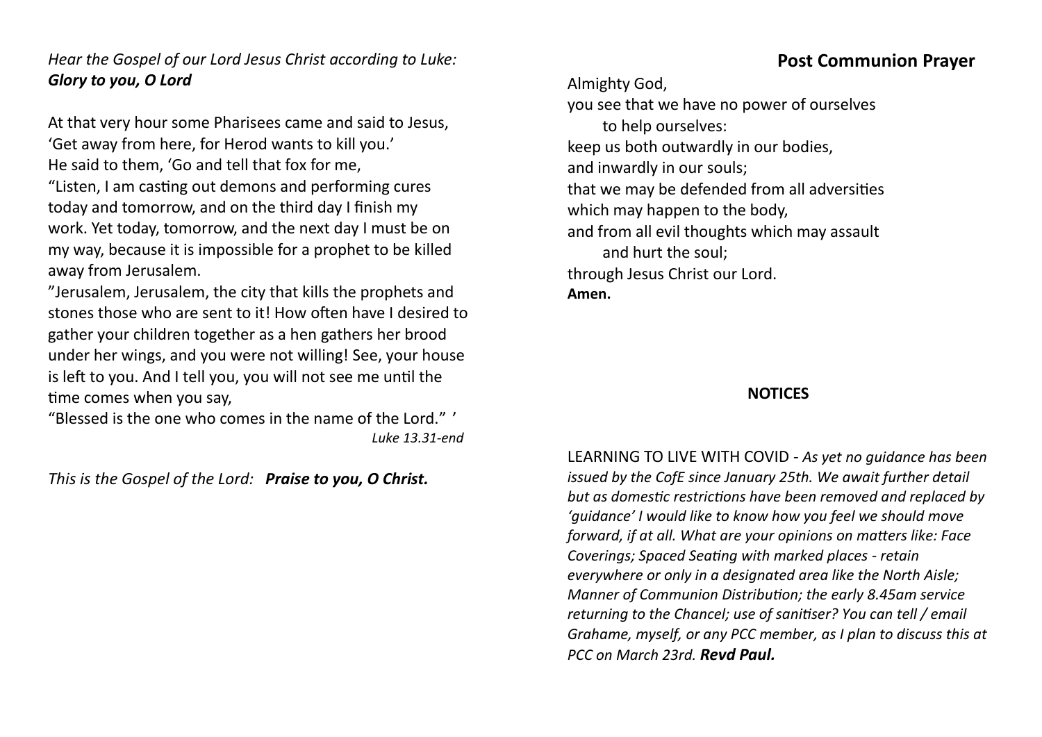*Hear the Gospel of our Lord Jesus Christ according to Luke:*
***Glory to you, O Lord***

At that very hour some Pharisees came and said to Jesus, 'Get away from here, for Herod wants to kill you.' He said to them, 'Go and tell that fox for me, "Listen, I am casting out demons and performing cures today and tomorrow, and on the third day I finish my work. Yet today, tomorrow, and the next day I must be on my way, because it is impossible for a prophet to be killed away from Jerusalem.
"Jerusalem, Jerusalem, the city that kills the prophets and stones those who are sent to it! How often have I desired to gather your children together as a hen gathers her brood under her wings, and you were not willing! See, your house is left to you. And I tell you, you will not see me until the time comes when you say,
"Blessed is the one who comes in the name of the Lord." '

*Luke 13.31-end*

*This is the Gospel of the Lord:* ***Praise to you, O Christ.***

## Post Communion Prayer

Almighty God,
you see that we have no power of ourselves
to help ourselves:
keep us both outwardly in our bodies,
and inwardly in our souls;
that we may be defended from all adversities
which may happen to the body,
and from all evil thoughts which may assault
and hurt the soul;
through Jesus Christ our Lord.
**Amen.**

## NOTICES

LEARNING TO LIVE WITH COVID - *As yet no guidance has been issued by the CofE since January 25th. We await further detail but as domestic restrictions have been removed and replaced by 'guidance' I would like to know how you feel we should move forward, if at all. What are your opinions on matters like: Face Coverings; Spaced Seating with marked places - retain everywhere or only in a designated area like the North Aisle; Manner of Communion Distribution; the early 8.45am service returning to the Chancel; use of sanitiser? You can tell / email Grahame, myself, or any PCC member, as I plan to discuss this at PCC on March 23rd.* ***Revd Paul.***